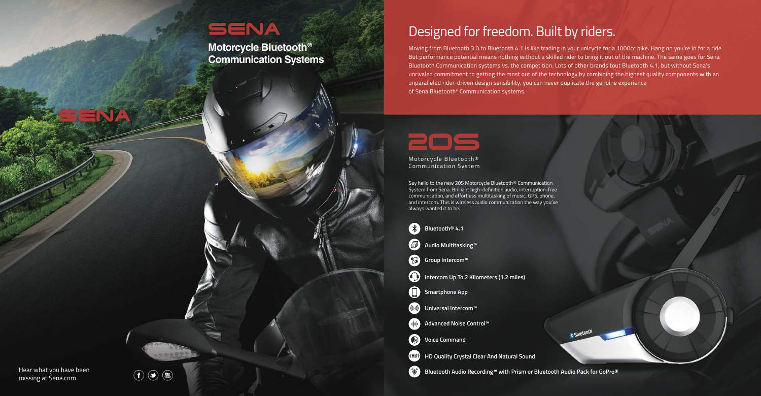# SENA

**Motorcycle Bluetooth® Communication Systems**

Hear what you have been missing at Sena.com

## Designed for freedom. Built by riders.

Moving from Bluetooth 3.0 to Bluetooth 4.1 is like trading in your unicycle for a 1000cc bike. Hang on you're in for a ride. But performance potential means nothing without a skilled rider to bring it out of the machine. The same goes for Sena Bluetooth Communication systems vs. the competition. Lots of other brands tout Bluetooth 4.1, but without Sena's unrivaled commitment to getting the most out of the technology by combining the highest quality components with an unparalleled rider-driven design sensibility, you can never duplicate the genuine experience of Sena Bluetooth® Communication systems.

## 20S

Motorcycle Bluetooth® Communication System

Say hello to the new 20S Motorcycle Bluetooth® Communication System from Sena. Brilliant high-definition audio, interruption-free communication, and effortless multitasking of music, GPS, phone, and intercom. This is wireless audio communication the way you've always wanted it to be.

- **Bluetooth® 4.1**
- **Audio Multitasking™**
- **Group Intercom™**
- **Intercom Up To 2 Kilometers (1.2 miles)**
- **Smartphone App**
- **Universal Intercom™**
- **Advanced Noise Control™**
- **Voice Command**
- **HD Quality Crystal Clear And Natural Sound**
- **Bluetooth Audio Recording™ with Prism or Bluetooth Audio Pack for GoPro®**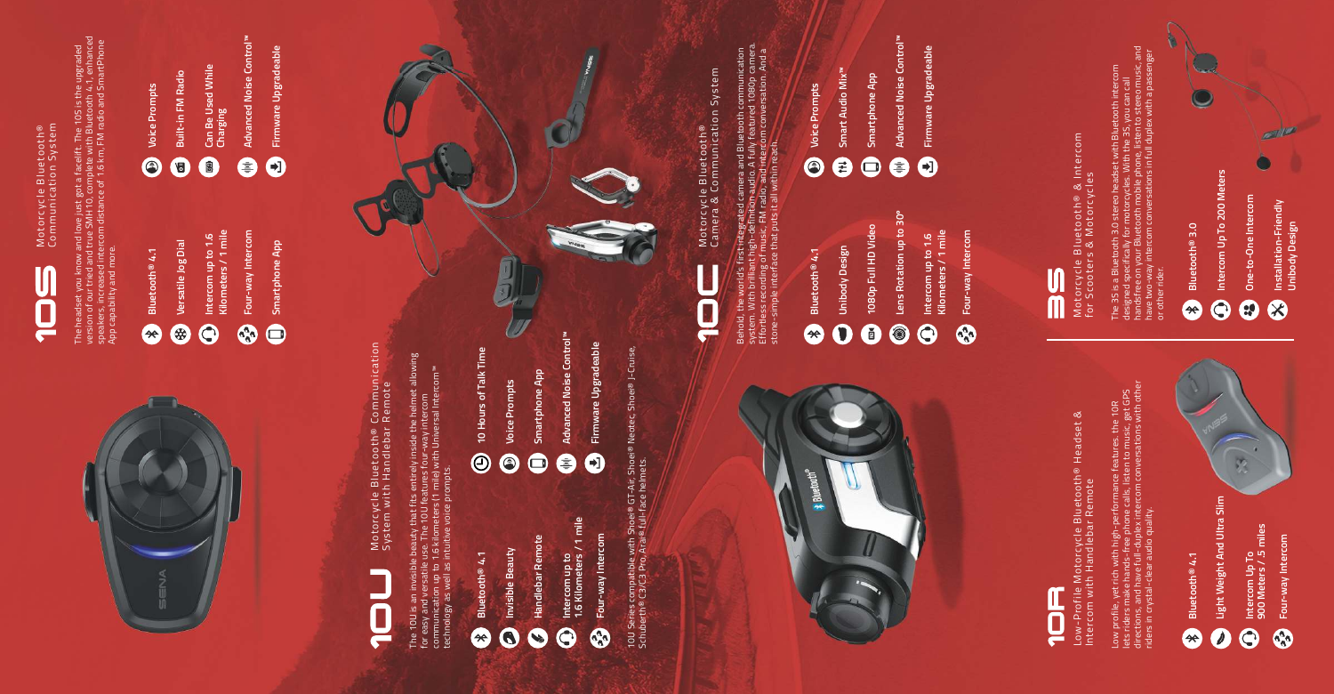# 10S

Motorcycle Bluetooth® Communication System

The headset you know and love just got a facelift. The 10S is the upgraded version of our tried and true SMH10, complete with Bluetooth 4.1, enhanced speakers, increased intercom distance of 1.6 km, FM radio and SmartPhone App capability and more.

- Bluetooth® 4.1
- Versatile Jog Dial
- Intercom up to 1.6 Kilometers / 1 mile
- Four-way Intercom
- Smartphone App
- Voice Prompts
- Built-in FM Radio
- Can Be Used While Charging
- Advanced Noise Control™
- Firmware Upgradeable

# 10U

Motorcycle Bluetooth® Communication System with Handlebar Remote

The 10U is an invisible beauty that fits entirely inside the helmet allowing for easy and versatile use. The 10U features four-way intercom communication up to 1.6 kilometers (1 mile) with Universal Intercom™ technology as well as intuitive voice prompts.

- Bluetooth® 4.1
- Invisible Beauty
- Handlebar Remote
- Intercom up to 1.6 Kilometers / 1 mile
- Four-way Intercom
- 10 Hours of Talk Time
- Voice Prompts
- Smartphone App
- Advanced Noise Control™
- Firmware Upgradeable

10U Series compatible with Shoei® GT-Air, Shoei® Neotec, Shoei® J-Cruise, Schuberth® C3/C3 Pro, Arai® full-face helmets.

# 10C

Motorcycle Bluetooth® Camera & Communication System

Behold, the world's first integrated camera and Bluetooth communication system. With brilliant high-definition audio. A fully featured 1080p camera. Effortless recording of music, FM radio, and intercom conversation. And a stone-simple interface that puts it all within reach.

- Bluetooth® 4.1
- Unibody Design
- 1080p Full HD Video
- Lens Rotation up to 30°
- Intercom up to 1.6 Kilometers / 1 mile
- Four-way Intercom
- Voice Prompts
- Smart Audio Mix™
- Smartphone App
- Advanced Noise Control™
- Firmware Upgradeable

# 10R

Low-Profile Motorcycle Bluetooth® Headset & Intercom with Handlebar Remote

Low profile, yet rich with high-performance features, the 10R lets riders make hands-free phone calls, listen to music, get GPS directions, and have full-duplex intercom conversations with other riders in crystal-clear audio quality.

- Bluetooth® 4.1
- Light Weight And Ultra Slim
- Intercom Up To 900 Meters / .5 miles
- Four-way Intercom

# 3S

Motorcycle Bluetooth® & Intercom for Scooters & Motorcycles

The 3S is a Bluetooth 3.0 stereo headset with Bluetooth intercom designed specifically for motorcycles. With the 3S, you can call handsfree on your Bluetooth mobile phone, listen to stereo music, and have two-way intercom conversations in full duplex with a passenger or other rider.

- Bluetooth® 3.0
- Intercom Up To 200 Meters
- One-to-One Intercom
- Installation-Friendly Unibody Design